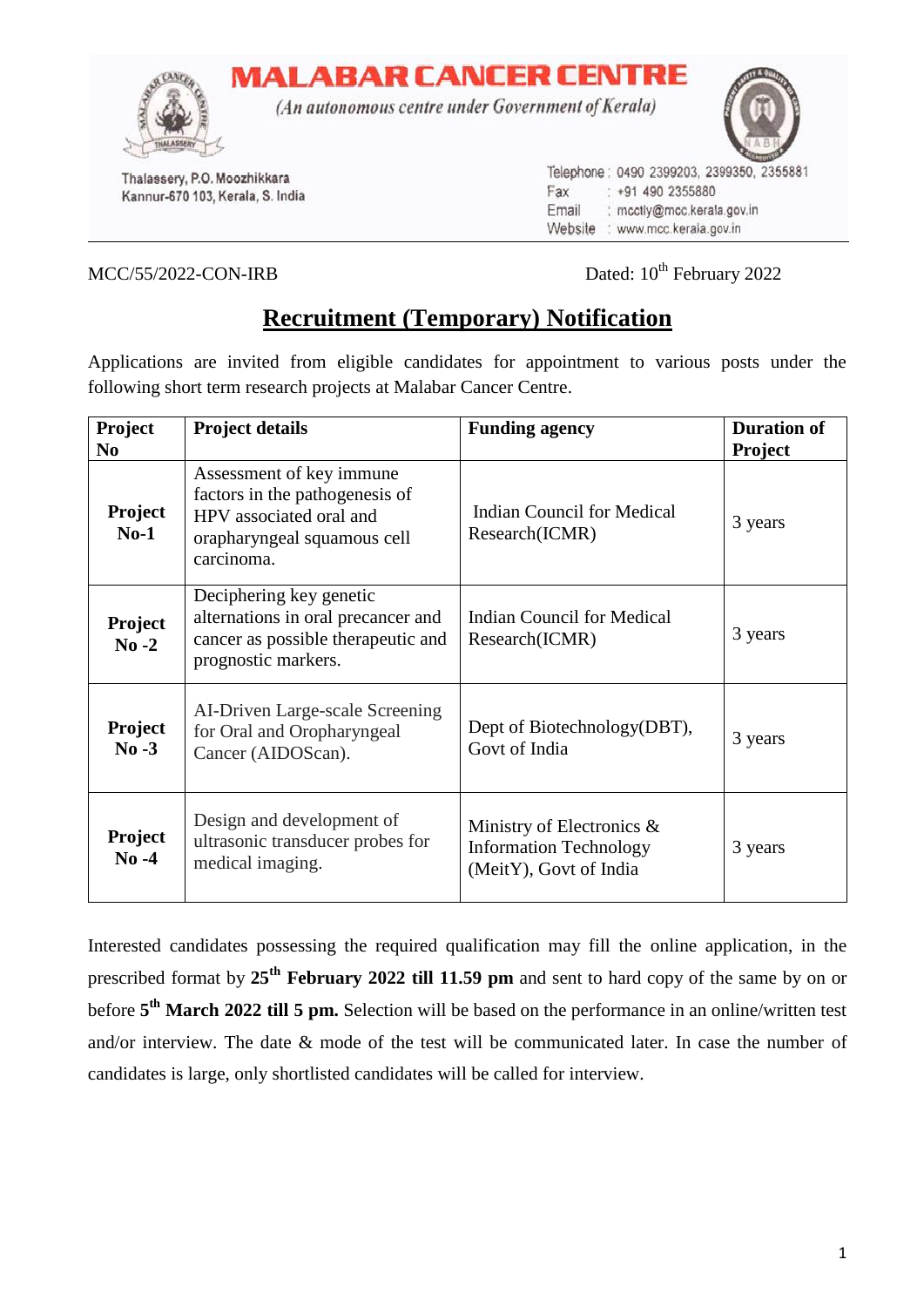# MALABAR CANCER CENTRE

*(An autonomous centre under Government of Kerala)*

Thalassery, P.O. Moozhikkara
Kannur-670 103, Kerala, S. India

Telephone : 0490 2399203, 2399350, 2355881
Fax : +91 490 2355880
Email : mcctly@mcc.kerala.gov.in
Website : www.mcc.kerala.gov.in

MCC/55/2022-CON-IRB

Dated: 10th February 2022

## Recruitment (Temporary) Notification

Applications are invited from eligible candidates for appointment to various posts under the following short term research projects at Malabar Cancer Centre.

| Project No | Project details | Funding agency | Duration of Project |
|---|---|---|---|
| **Project No-1** | Assessment of key immune factors in the pathogenesis of HPV associated oral and orapharyngeal squamous cell carcinoma. | Indian Council for Medical Research(ICMR) | 3 years |
| **Project No -2** | Deciphering key genetic alternations in oral precancer and cancer as possible therapeutic and prognostic markers. | Indian Council for Medical Research(ICMR) | 3 years |
| **Project No -3** | AI-Driven Large-scale Screening for Oral and Oropharyngeal Cancer (AIDOScan). | Dept of Biotechnology(DBT), Govt of India | 3 years |
| **Project No -4** | Design and development of ultrasonic transducer probes for medical imaging. | Ministry of Electronics & Information Technology (MeitY), Govt of India | 3 years |

Interested candidates possessing the required qualification may fill the online application, in the prescribed format by **25th February 2022 till 11.59 pm** and sent to hard copy of the same by on or before **5th March 2022 till 5 pm.** Selection will be based on the performance in an online/written test and/or interview. The date & mode of the test will be communicated later. In case the number of candidates is large, only shortlisted candidates will be called for interview.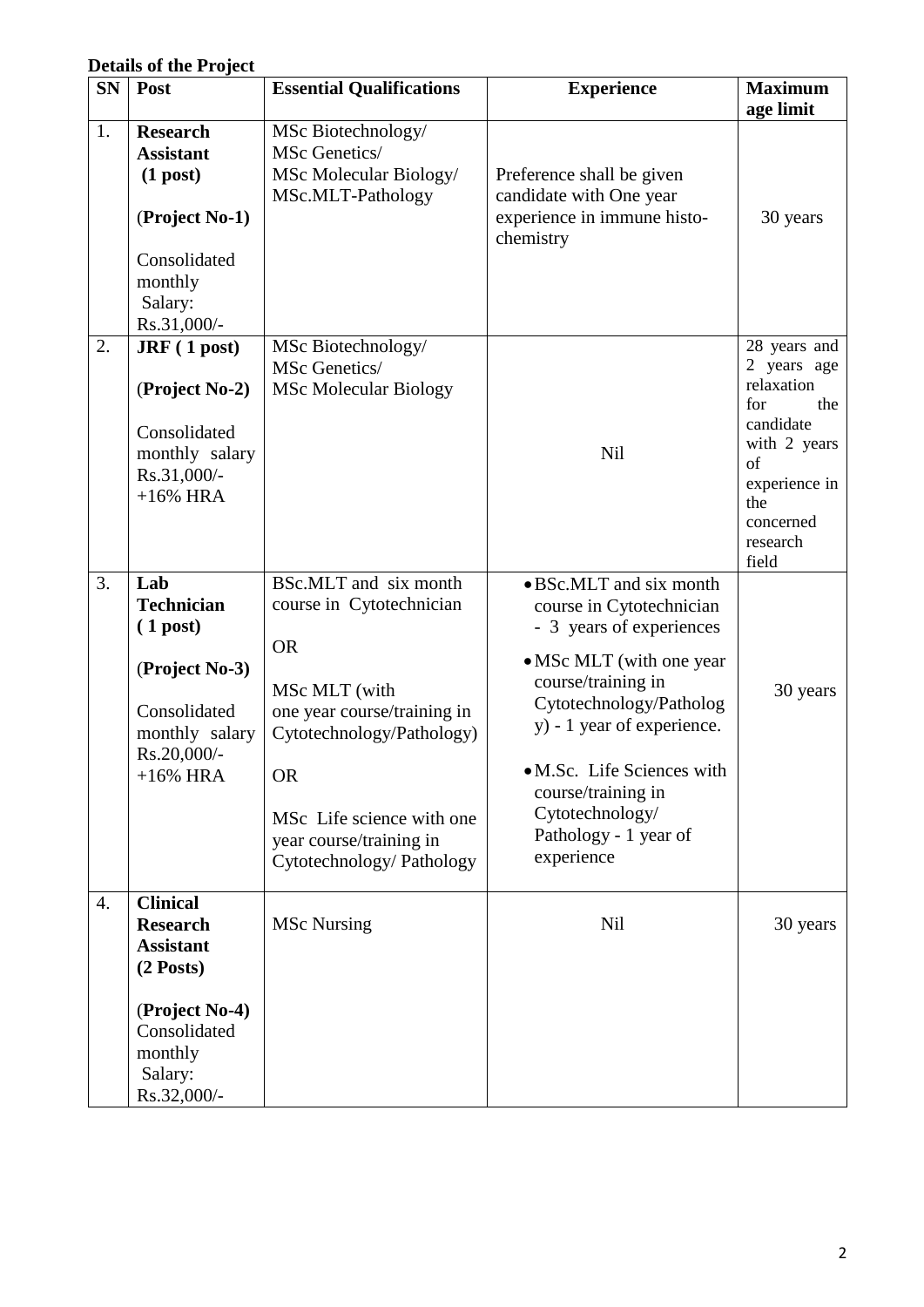**Details of the Project**

| SN | Post | Essential Qualifications | Experience | Maximum age limit |
|---|---|---|---|---|
| 1. | **Research Assistant (1 post)**<br><br>(**Project No-1)**<br><br>Consolidated monthly Salary: Rs.31,000/- | MSc Biotechnology/<br>MSc Genetics/<br>MSc Molecular Biology/<br>MSc.MLT-Pathology | Preference shall be given candidate with One year experience in immune histo-chemistry | 30 years |
| 2. | **JRF ( 1 post)**<br><br>(**Project No-2)**<br><br>Consolidated monthly salary Rs.31,000/- +16% HRA | MSc Biotechnology/<br>MSc Genetics/<br>MSc Molecular Biology | Nil | 28 years and 2 years age relaxation for the candidate with 2 years of experience in the concerned research field |
| 3. | **Lab Technician ( 1 post)**<br><br>(**Project No-3)**<br><br>Consolidated monthly salary Rs.20,000/- +16% HRA | BSc.MLT and six month course in Cytotechnician<br><br>OR<br><br>MSc MLT (with one year course/training in Cytotechnology/Pathology)<br><br>OR<br><br>MSc Life science with one year course/training in Cytotechnology/ Pathology | • BSc.MLT and six month course in Cytotechnician - 3 years of experiences<br>• MSc MLT (with one year course/training in Cytotechnology/Pathology) - 1 year of experience.<br>• M.Sc. Life Sciences with course/training in Cytotechnology/ Pathology - 1 year of experience | 30 years |
| 4. | **Clinical Research Assistant (2 Posts)**<br><br>(**Project No-4)**<br>Consolidated monthly Salary: Rs.32,000/- | MSc Nursing | Nil | 30 years |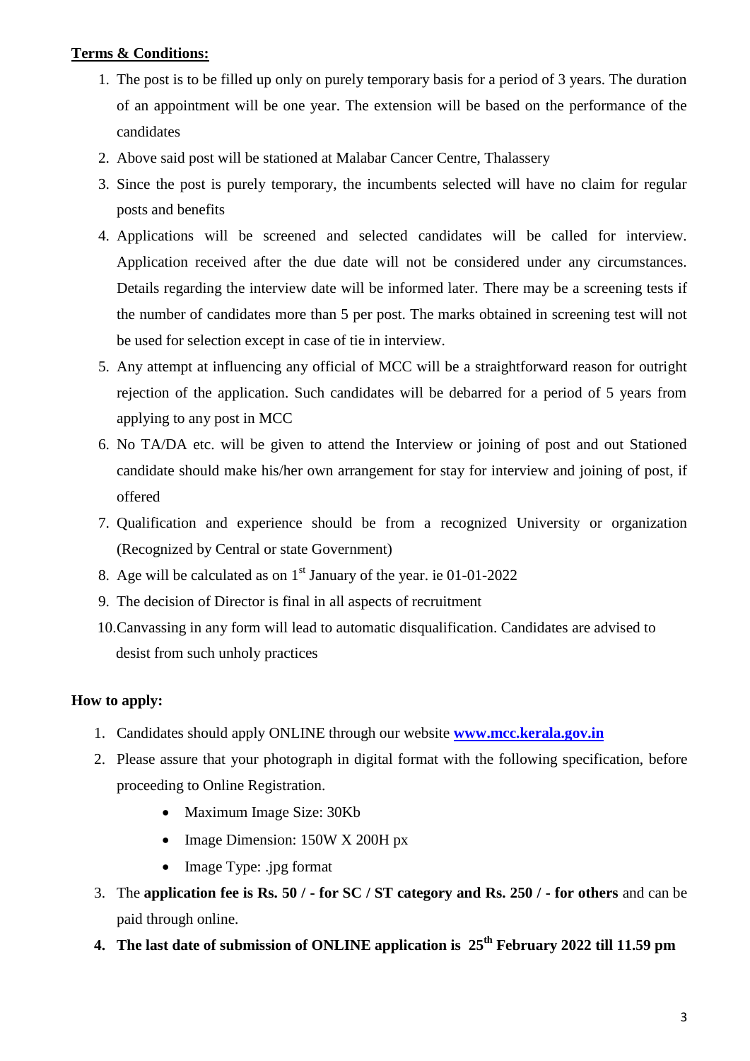**Terms & Conditions:**

1. The post is to be filled up only on purely temporary basis for a period of 3 years. The duration of an appointment will be one year. The extension will be based on the performance of the candidates
2. Above said post will be stationed at Malabar Cancer Centre, Thalassery
3. Since the post is purely temporary, the incumbents selected will have no claim for regular posts and benefits
4. Applications will be screened and selected candidates will be called for interview. Application received after the due date will not be considered under any circumstances. Details regarding the interview date will be informed later. There may be a screening tests if the number of candidates more than 5 per post. The marks obtained in screening test will not be used for selection except in case of tie in interview.
5. Any attempt at influencing any official of MCC will be a straightforward reason for outright rejection of the application. Such candidates will be debarred for a period of 5 years from applying to any post in MCC
6. No TA/DA etc. will be given to attend the Interview or joining of post and out Stationed candidate should make his/her own arrangement for stay for interview and joining of post, if offered
7. Qualification and experience should be from a recognized University or organization (Recognized by Central or state Government)
8. Age will be calculated as on 1st January of the year. ie 01-01-2022
9. The decision of Director is final in all aspects of recruitment
10. Canvassing in any form will lead to automatic disqualification. Candidates are advised to desist from such unholy practices

**How to apply:**

1. Candidates should apply ONLINE through our website **www.mcc.kerala.gov.in**
2. Please assure that your photograph in digital format with the following specification, before proceeding to Online Registration.
    - Maximum Image Size: 30Kb
    - Image Dimension: 150W X 200H px
    - Image Type: .jpg format
3. The **application fee is Rs. 50 / - for SC / ST category and Rs. 250 / - for others** and can be paid through online.
4. **The last date of submission of ONLINE application is 25th February 2022 till 11.59 pm**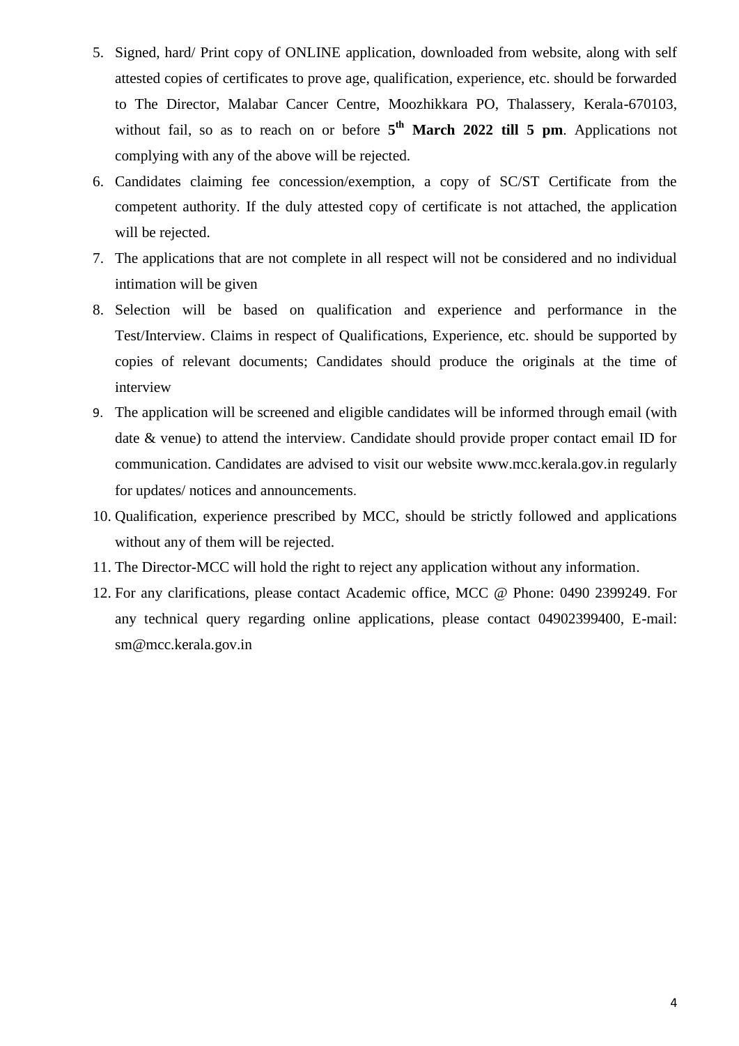5. Signed, hard/ Print copy of ONLINE application, downloaded from website, along with self attested copies of certificates to prove age, qualification, experience, etc. should be forwarded to The Director, Malabar Cancer Centre, Moozhikkara PO, Thalassery, Kerala-670103, without fail, so as to reach on or before **5th March 2022 till 5 pm**. Applications not complying with any of the above will be rejected.
6. Candidates claiming fee concession/exemption, a copy of SC/ST Certificate from the competent authority. If the duly attested copy of certificate is not attached, the application will be rejected.
7. The applications that are not complete in all respect will not be considered and no individual intimation will be given
8. Selection will be based on qualification and experience and performance in the Test/Interview. Claims in respect of Qualifications, Experience, etc. should be supported by copies of relevant documents; Candidates should produce the originals at the time of interview
9. The application will be screened and eligible candidates will be informed through email (with date & venue) to attend the interview. Candidate should provide proper contact email ID for communication. Candidates are advised to visit our website www.mcc.kerala.gov.in regularly for updates/ notices and announcements.
10. Qualification, experience prescribed by MCC, should be strictly followed and applications without any of them will be rejected.
11. The Director-MCC will hold the right to reject any application without any information.
12. For any clarifications, please contact Academic office, MCC @ Phone: 0490 2399249. For any technical query regarding online applications, please contact 04902399400, E-mail: sm@mcc.kerala.gov.in